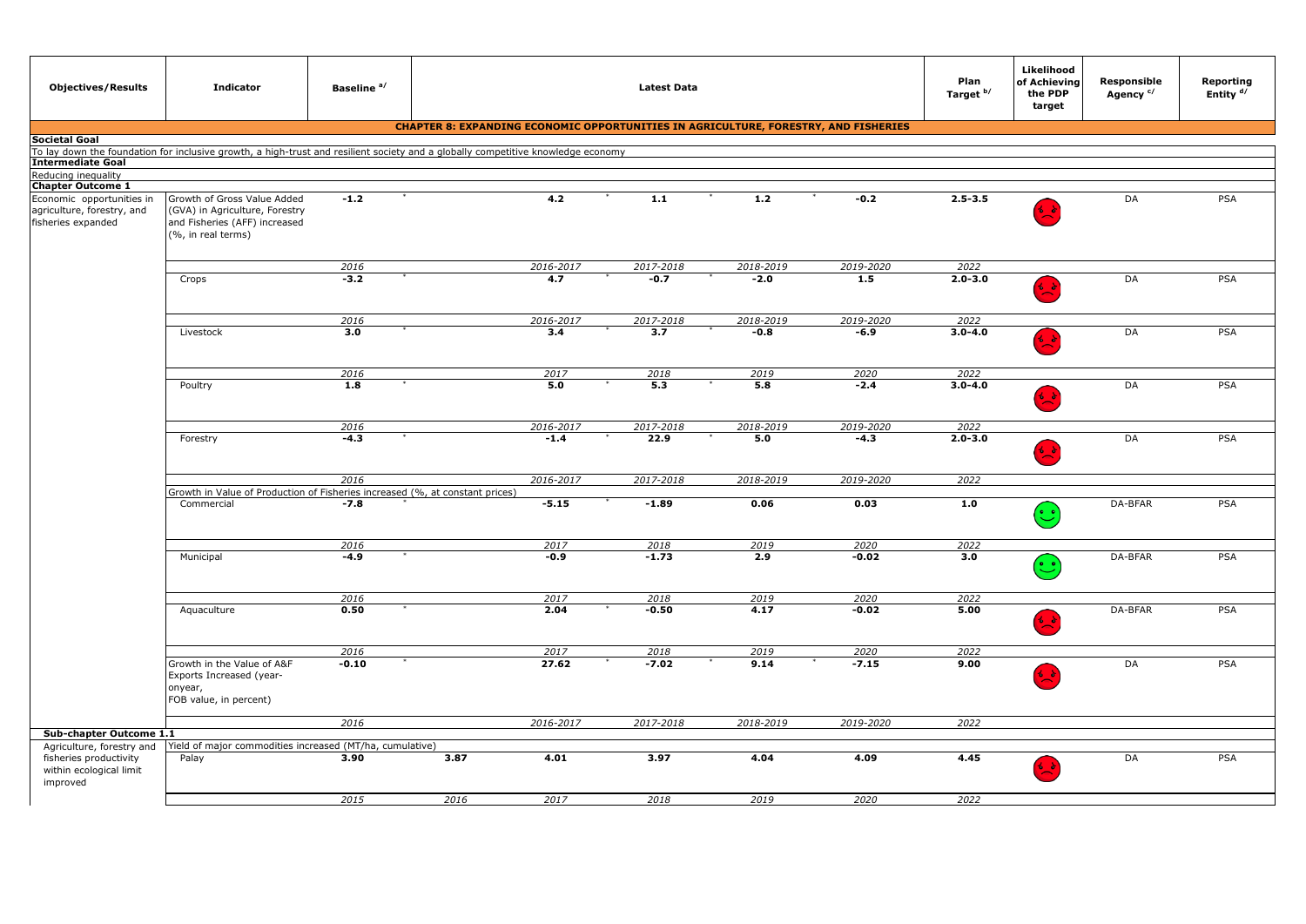| Objectives/Results | Indicator | Baseline [a/] | | Latest Data | | | | Plan Target [b/] | Likelihood of Achieving the PDP target | Responsible Agency [c/] | Reporting Entity [d/] |
|---|---|---|---|---|---|---|---|---|---|---|---|
| **CHAPTER 8: EXPANDING ECONOMIC OPPORTUNITIES IN AGRICULTURE, FORESTRY, AND FISHERIES** | | | | | | | | | | | |
| **Societal Goal** | | | | | | | | | | | |
| To lay down the foundation for inclusive growth, a high-trust and resilient society and a globally competitive knowledge economy | | | | | | | | | | | |
| **Intermediate Goal** | | | | | | | | | | | |
| Reducing inequality | | | | | | | | | | | |
| **Chapter Outcome 1** | | | | | | | | | | | |
| Economic opportunities in agriculture, forestry, and fisheries expanded | Growth of Gross Value Added (GVA) in Agriculture, Forestry and Fisheries (AFF) increased (%, in real terms) | **-1.2** * | | **4.2** * | **1.1** * | **1.2** * | **-0.2** | **2.5-3.5** | ☹ | DA | PSA |
| | | *2016* | | *2016-2017* | *2017-2018* | *2018-2019* | *2019-2020* | *2022* | | | |
| | Crops | **-3.2** * | | **4.7** * | **-0.7** * | **-2.0** | **1.5** | **2.0-3.0** | ☹ | DA | PSA |
| | | *2016* | | *2016-2017* | *2017-2018* | *2018-2019* | *2019-2020* | *2022* | | | |
| | Livestock | **3.0** * | | **3.4** * | **3.7** * | **-0.8** | **-6.9** | **3.0-4.0** | ☹ | DA | PSA |
| | | *2016* | | *2017* | *2018* | *2019* | *2020* | *2022* | | | |
| | Poultry | **1.8** * | | **5.0** * | **5.3** * | **5.8** | **-2.4** | **3.0-4.0** | ☹ | DA | PSA |
| | | *2016* | | *2016-2017* | *2017-2018* | *2018-2019* | *2019-2020* | *2022* | | | |
| | Forestry | **-4.3** * | | **-1.4** * | **22.9** * | **5.0** | **-4.3** | **2.0-3.0** | ☹ | DA | PSA |
| | | *2016* | | *2016-2017* | *2017-2018* | *2018-2019* | *2019-2020* | *2022* | | | |
| | Growth in Value of Production of Fisheries increased (%, at constant prices) | | | | | | | | | | |
| | Commercial | **-7.8** * | | **-5.15** * | **-1.89** | **0.06** | **0.03** | **1.0** | ☺ | DA-BFAR | PSA |
| | | *2016* | | *2017* | *2018* | *2019* | *2020* | *2022* | | | |
| | Municipal | **-4.9** * | | **-0.9** | **-1.73** | **2.9** | **-0.02** | **3.0** | ☺ | DA-BFAR | PSA |
| | | *2016* | | *2017* | *2018* | *2019* | *2020* | *2022* | | | |
| | Aquaculture | **0.50** * | | **2.04** * | **-0.50** | **4.17** | **-0.02** | **5.00** | ☹ | DA-BFAR | PSA |
| | | *2016* | | *2017* | *2018* | *2019* | *2020* | *2022* | | | |
| | Growth in the Value of A&F Exports Increased (year-onyear, FOB value, in percent) | **-0.10** * | | **27.62** * | **-7.02** * | **9.14** * | **-7.15** | **9.00** | ☹ | DA | PSA |
| | | *2016* | | *2016-2017* | *2017-2018* | *2018-2019* | *2019-2020* | *2022* | | | |
| **Sub-chapter Outcome 1.1** | | | | | | | | | | | |
| Agriculture, forestry and fisheries productivity within ecological limit improved | Yield of major commodities increased (MT/ha, cumulative) | | | | | | | | | | |
| | Palay | **3.90** | **3.87** | **4.01** | **3.97** | **4.04** | **4.09** | **4.45** | ☹ | DA | PSA |
| | | *2015* | *2016* | *2017* | *2018* | *2019* | *2020* | *2022* | | | |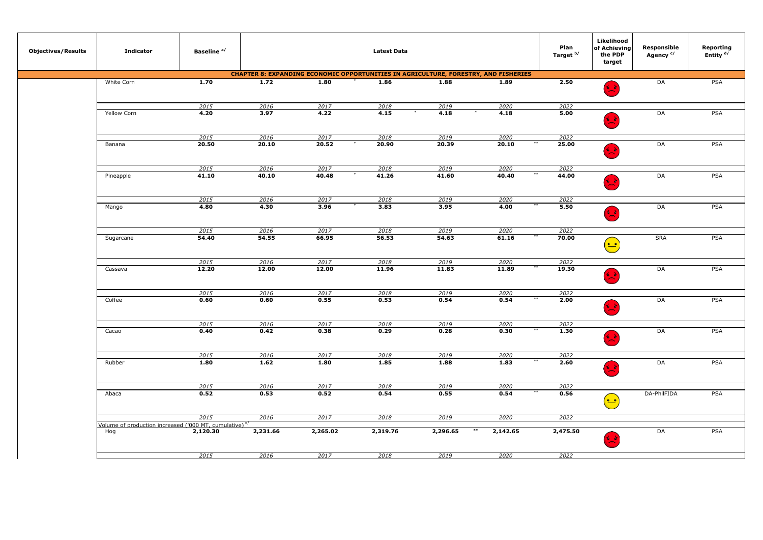| Objectives/Results | Indicator | Baseline a/ | Latest Data | | | | | Plan Target b/ | Likelihood of Achieving the PDP target | Responsible Agency c/ | Reporting Entity d/ |
|---|---|---|---|---|---|---|---|---|---|---|---|
| **CHAPTER 8: EXPANDING ECONOMIC OPPORTUNITIES IN AGRICULTURE, FORESTRY, AND FISHERIES** | | | | | | | | | | | |
| | White Corn | **1.70** | **1.72** | **1.80** * | **1.86** | **1.88** | **1.89** | **2.50** | | DA | PSA |
| | | *2015* | *2016* | *2017* | *2018* | *2019* | *2020* | *2022* | | | |
| | Yellow Corn | **4.20** | **3.97** | **4.22** | **4.15** * | **4.18** * | **4.18** | **5.00** | | DA | PSA |
| | | *2015* | *2016* | *2017* | *2018* | *2019* | *2020* | *2022* | | | |
| | Banana | **20.50** | **20.10** | **20.52** * | **20.90** | **20.39** | **20.10** ** | **25.00** | | DA | PSA |
| | | *2015* | *2016* | *2017* | *2018* | *2019* | *2020* | *2022* | | | |
| | Pineapple | **41.10** | **40.10** | **40.48** * | **41.26** | **41.60** | **40.40** ** | **44.00** | | DA | PSA |
| | | *2015* | *2016* | *2017* | *2018* | *2019* | *2020* | *2022* | | | |
| | Mango | **4.80** | **4.30** | **3.96** * | **3.83** | **3.95** | **4.00** ** | **5.50** | | DA | PSA |
| | | *2015* | *2016* | *2017* | *2018* | *2019* | *2020* | *2022* | | | |
| | Sugarcane | **54.40** | **54.55** | **66.95** | **56.53** | **54.63** | **61.16** ** | **70.00** | | SRA | PSA |
| | | *2015* | *2016* | *2017* | *2018* | *2019* | *2020* | *2022* | | | |
| | Cassava | **12.20** | **12.00** | **12.00** | **11.96** | **11.83** | **11.89** ** | **19.30** | | DA | PSA |
| | | *2015* | *2016* | *2017* | *2018* | *2019* | *2020* | *2022* | | | |
| | Coffee | **0.60** | **0.60** | **0.55** | **0.53** | **0.54** | **0.54** ** | **2.00** | | DA | PSA |
| | | *2015* | *2016* | *2017* | *2018* | *2019* | *2020* | *2022* | | | |
| | Cacao | **0.40** | **0.42** | **0.38** | **0.29** | **0.28** | **0.30** ** | **1.30** | | DA | PSA |
| | | *2015* | *2016* | *2017* | *2018* | *2019* | *2020* | *2022* | | | |
| | Rubber | **1.80** | **1.62** | **1.80** | **1.85** | **1.88** | **1.83** ** | **2.60** | | DA | PSA |
| | | *2015* | *2016* | *2017* | *2018* | *2019* | *2020* | *2022* | | | |
| | Abaca | **0.52** | **0.53** | **0.52** | **0.54** | **0.55** | **0.54** ** | **0.56** | | DA-PhilFIDA | PSA |
| | | *2015* | *2016* | *2017* | *2018* | *2019* | *2020* | *2022* | | | |
| | Volume of production increased ('000 MT, cumulative) e/ | | | | | | | | | | |
| | Hog | **2,120.30** | **2,231.66** | **2,265.02** | **2,319.76** | **2,296.65** ** | **2,142.65** | **2,475.50** | | DA | PSA |
| | | *2015* | *2016* | *2017* | *2018* | *2019* | *2020* | *2022* | | | |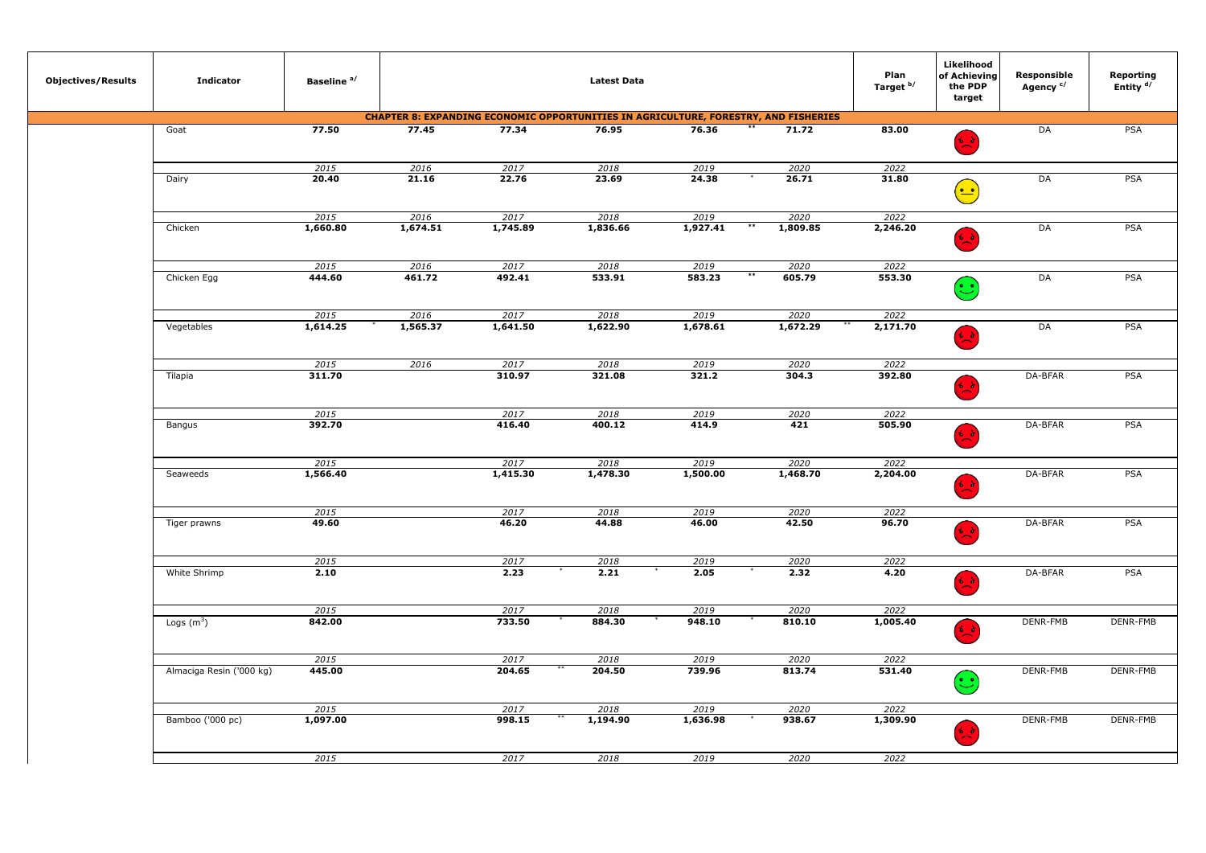| Objectives/Results | Indicator | Baseline [a/] | Latest Data | | | | | Plan Target [b/] | Likelihood of Achieving the PDP target | Responsible Agency [c/] | Reporting Entity [d/] |
|---|---|---|---|---|---|---|---|---|---|---|---|
| **CHAPTER 8: EXPANDING ECONOMIC OPPORTUNITIES IN AGRICULTURE, FORESTRY, AND FISHERIES** | | | | | | | | | | | |
| | Goat | **77.50** | **77.45** | **77.34** | **76.95** | **76.36** ** | **71.72** | **83.00** | Red (sad face) | DA | PSA |
| | | *2015* | *2016* | *2017* | *2018* | *2019* | *2020* | *2022* | | | |
| | Dairy | **20.40** | **21.16** | **22.76** | **23.69** | **24.38** * | **26.71** | **31.80** | Yellow (neutral face) | DA | PSA |
| | | *2015* | *2016* | *2017* | *2018* | *2019* | *2020* | *2022* | | | |
| | Chicken | **1,660.80** | **1,674.51** | **1,745.89** | **1,836.66** | **1,927.41** ** | **1,809.85** | **2,246.20** | Red (sad face) | DA | PSA |
| | | *2015* | *2016* | *2017* | *2018* | *2019* | *2020* | *2022* | | | |
| | Chicken Egg | **444.60** | **461.72** | **492.41** | **533.91** | **583.23** ** | **605.79** | **553.30** | Green (happy face) | DA | PSA |
| | | *2015* | *2016* | *2017* | *2018* | *2019* | *2020* | *2022* | | | |
| | Vegetables | **1,614.25** * | **1,565.37** | **1,641.50** | **1,622.90** | **1,678.61** | **1,672.29** ** | **2,171.70** | Red (sad face) | DA | PSA |
| | | *2015* | *2016* | *2017* | *2018* | *2019* | *2020* | *2022* | | | |
| | Tilapia | **311.70** | | **310.97** | **321.08** | **321.2** | **304.3** | **392.80** | Red (sad face) | DA-BFAR | PSA |
| | | *2015* | | *2017* | *2018* | *2019* | *2020* | *2022* | | | |
| | Bangus | **392.70** | | **416.40** | **400.12** | **414.9** | **421** | **505.90** | Red (sad face) | DA-BFAR | PSA |
| | | *2015* | | *2017* | *2018* | *2019* | *2020* | *2022* | | | |
| | Seaweeds | **1,566.40** | | **1,415.30** | **1,478.30** | **1,500.00** | **1,468.70** | **2,204.00** | Red (sad face) | DA-BFAR | PSA |
| | | *2015* | | *2017* | *2018* | *2019* | *2020* | *2022* | | | |
| | Tiger prawns | **49.60** | | **46.20** | **44.88** | **46.00** | **42.50** | **96.70** | Red (sad face) | DA-BFAR | PSA |
| | | *2015* | | *2017* | *2018* | *2019* | *2020* | *2022* | | | |
| | White Shrimp | **2.10** | | **2.23** * | **2.21** * | **2.05** * | **2.32** | **4.20** | Red (sad face) | DA-BFAR | PSA |
| | | *2015* | | *2017* | *2018* | *2019* | *2020* | *2022* | | | |
| | Logs ($m^3$) | **842.00** | | **733.50** * | **884.30** * | **948.10** * | **810.10** | **1,005.40** | Red (sad face) | DENR-FMB | DENR-FMB |
| | | *2015* | | *2017* | *2018* | *2019* | *2020* | *2022* | | | |
| | Almaciga Resin ('000 kg) | **445.00** | | **204.65** ** | **204.50** | **739.96** | **813.74** | **531.40** | Green (happy face) | DENR-FMB | DENR-FMB |
| | | *2015* | | *2017* | *2018* | *2019* | *2020* | *2022* | | | |
| | Bamboo ('000 pc) | **1,097.00** | | **998.15** ** | **1,194.90** | **1,636.98** * | **938.67** | **1,309.90** | Red (sad face) | DENR-FMB | DENR-FMB |
| | | *2015* | | *2017* | *2018* | *2019* | *2020* | *2022* | | | |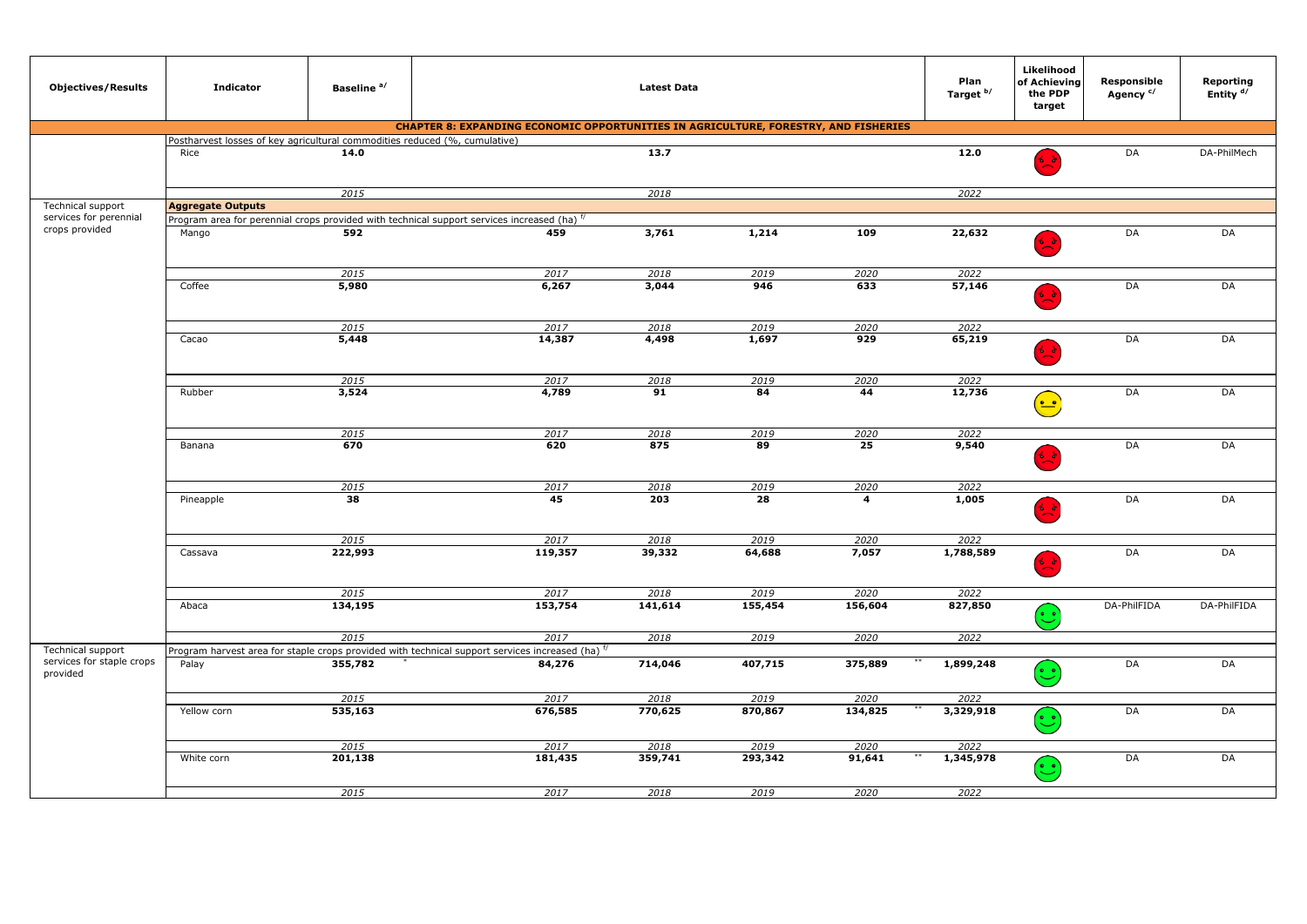| Objectives/Results | Indicator | Baseline [a/] | Latest Data | | | | Plan Target [b/] | Likelihood of Achieving the PDP target | Responsible Agency [c/] | Reporting Entity [d/] |
|---|---|---|---|---|---|---|---|---|---|---|
| **CHAPTER 8: EXPANDING ECONOMIC OPPORTUNITIES IN AGRICULTURE, FORESTRY, AND FISHERIES** | | | | | | | | | | |
| | Postharvest losses of key agricultural commodities reduced (%, cumulative) | | | | | | | | | |
| | Rice | **14.0** | | **13.7** | | | **12.0** | Red | DA | DA-PhilMech |
| | | *2015* | | *2018* | | | *2022* | | | |
| Technical support services for perennial crops provided | **Aggregate Outputs** | | | | | | | | | |
| | Program area for perennial crops provided with technical support services increased (ha) [f/] | | | | | | | | | |
| | Mango | **592** | **459** | **3,761** | **1,214** | **109** | **22,632** | Red | DA | DA |
| | | *2015* | *2017* | *2018* | *2019* | *2020* | *2022* | | | |
| | Coffee | **5,980** | **6,267** | **3,044** | **946** | **633** | **57,146** | Red | DA | DA |
| | | *2015* | *2017* | *2018* | *2019* | *2020* | *2022* | | | |
| | Cacao | **5,448** | **14,387** | **4,498** | **1,697** | **929** | **65,219** | Red | DA | DA |
| | | *2015* | *2017* | *2018* | *2019* | *2020* | *2022* | | | |
| | Rubber | **3,524** | **4,789** | **91** | **84** | **44** | **12,736** | Yellow | DA | DA |
| | | *2015* | *2017* | *2018* | *2019* | *2020* | *2022* | | | |
| | Banana | **670** | **620** | **875** | **89** | **25** | **9,540** | Red | DA | DA |
| | | *2015* | *2017* | *2018* | *2019* | *2020* | *2022* | | | |
| | Pineapple | **38** | **45** | **203** | **28** | **4** | **1,005** | Red | DA | DA |
| | | *2015* | *2017* | *2018* | *2019* | *2020* | *2022* | | | |
| | Cassava | **222,993** | **119,357** | **39,332** | **64,688** | **7,057** | **1,788,589** | Red | DA | DA |
| | | *2015* | *2017* | *2018* | *2019* | *2020* | *2022* | | | |
| | Abaca | **134,195** | **153,754** | **141,614** | **155,454** | **156,604** | **827,850** | Green | DA-PhilFIDA | DA-PhilFIDA |
| | | *2015* | *2017* | *2018* | *2019* | *2020* | *2022* | | | |
| Technical support services for staple crops provided | Program harvest area for staple crops provided with technical support services increased (ha) [f/] | | | | | | | | | |
| | Palay | **355,782** * | **84,276** | **714,046** | **407,715** | **375,889** ** | **1,899,248** | Green | DA | DA |
| | | *2015* | *2017* | *2018* | *2019* | *2020* | *2022* | | | |
| | Yellow corn | **535,163** | **676,585** | **770,625** | **870,867** | **134,825** ** | **3,329,918** | Green | DA | DA |
| | | *2015* | *2017* | *2018* | *2019* | *2020* | *2022* | | | |
| | White corn | **201,138** | **181,435** | **359,741** | **293,342** | **91,641** ** | **1,345,978** | Green | DA | DA |
| | | *2015* | *2017* | *2018* | *2019* | *2020* | *2022* | | | |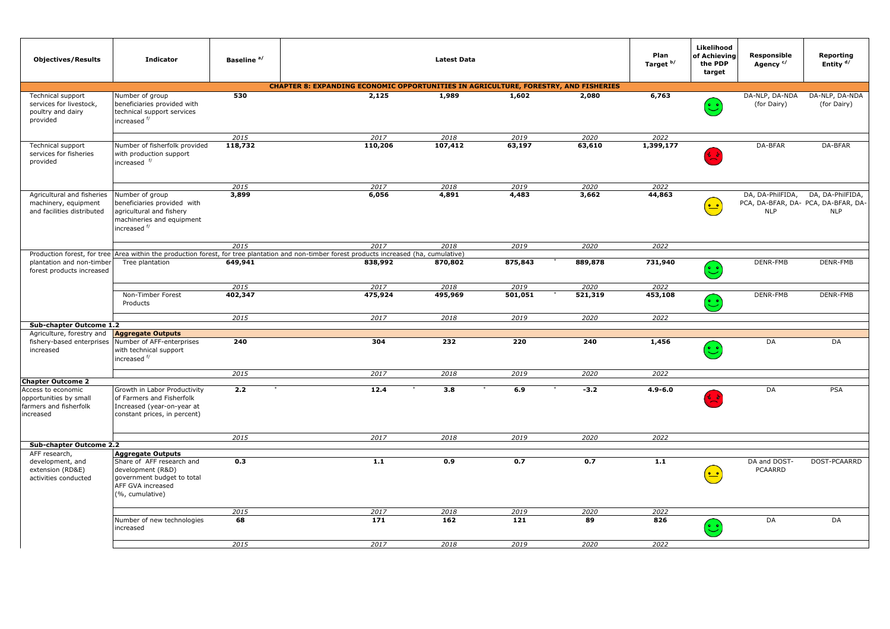| Objectives/Results | Indicator | Baseline [a] | Latest Data | | | | Plan Target [b] | Likelihood of Achieving the PDP target | Responsible Agency [c] | Reporting Entity [d] |
|---|---|---|---|---|---|---|---|---|---|---|
| **CHAPTER 8: EXPANDING ECONOMIC OPPORTUNITIES IN AGRICULTURE, FORESTRY, AND FISHERIES** | | | | | | | | | | |
| Technical support services for livestock, poultry and dairy provided | Number of group beneficiaries provided with technical support services increased [f] | **530** | **2,125** | **1,989** | **1,602** | **2,080** | **6,763** | 🙂 | DA-NLP, DA-NDA (for Dairy) | DA-NLP, DA-NDA (for Dairy) |
| | | *2015* | *2017* | *2018* | *2019* | *2020* | *2022* | | | |
| Technical support services for fisheries provided | Number of fisherfolk provided with production support increased [f] | **118,732** | **110,206** | **107,412** | **63,197** | **63,610** | **1,399,177** | ☹️ | DA-BFAR | DA-BFAR |
| | | *2015* | *2017* | *2018* | *2019* | *2020* | *2022* | | | |
| Agricultural and fisheries machinery, equipment and facilities distributed | Number of group beneficiaries provided with agricultural and fishery machineries and equipment increased [f] | **3,899** | **6,056** | **4,891** | **4,483** | **3,662** | **44,863** | 😐 | DA, DA-PhilFIDA, PCA, DA-BFAR, DA-NLP | DA, DA-PhilFIDA, PCA, DA-BFAR, DA-NLP |
| | | *2015* | *2017* | *2018* | *2019* | *2020* | *2022* | | | |
| Production forest, for tree plantation and non-timber forest products increased | Area within the production forest, for tree plantation and non-timber forest products increased (ha, cumulative) | | | | | | | | | |
| | Tree plantation | **649,941** | **838,992** | **870,802** | **875,843** * | **889,878** | **731,940** | 🙂 | DENR-FMB | DENR-FMB |
| | | *2015* | *2017* | *2018* | *2019* | *2020* | *2022* | | | |
| | Non-Timber Forest Products | **402,347** | **475,924** | **495,969** | **501,051** * | **521,319** | **453,108** | 🙂 | DENR-FMB | DENR-FMB |
| | | *2015* | *2017* | *2018* | *2019* | *2020* | *2022* | | | |
| **Sub-chapter Outcome 1.2** | | | | | | | | | | |
| Agriculture, forestry and fishery-based enterprises increased | **Aggregate Outputs** | | | | | | | | | |
| | Number of AFF-enterprises with technical support increased [f] | **240** | **304** | **232** | **220** | **240** | **1,456** | 🙂 | DA | DA |
| | | *2015* | *2017* | *2018* | *2019* | *2020* | *2022* | | | |
| **Chapter Outcome 2** | | | | | | | | | | |
| Access to economic opportunities by small farmers and fisherfolk increased | Growth in Labor Productivity of Farmers and Fisherfolk Increased (year-on-year at constant prices, in percent) | **2.2** * | **12.4** * | **3.8** * | **6.9** * | **-3.2** | **4.9-6.0** | ☹️ | DA | PSA |
| | | *2015* | *2017* | *2018* | *2019* | *2020* | *2022* | | | |
| **Sub-chapter Outcome 2.2** | | | | | | | | | | |
| AFF research, development, and extension (RD&E) activities conducted | **Aggregate Outputs** | | | | | | | | | |
| | Share of AFF research and development (R&D) government budget to total AFF GVA increased (%, cumulative) | **0.3** | **1.1** | **0.9** | **0.7** | **0.7** | **1.1** | 😐 | DA and DOST-PCAARRD | DOST-PCAARRD |
| | | *2015* | *2017* | *2018* | *2019* | *2020* | *2022* | | | |
| | Number of new technologies increased | **68** | **171** | **162** | **121** | **89** | **826** | 🙂 | DA | DA |
| | | *2015* | *2017* | *2018* | *2019* | *2020* | *2022* | | | |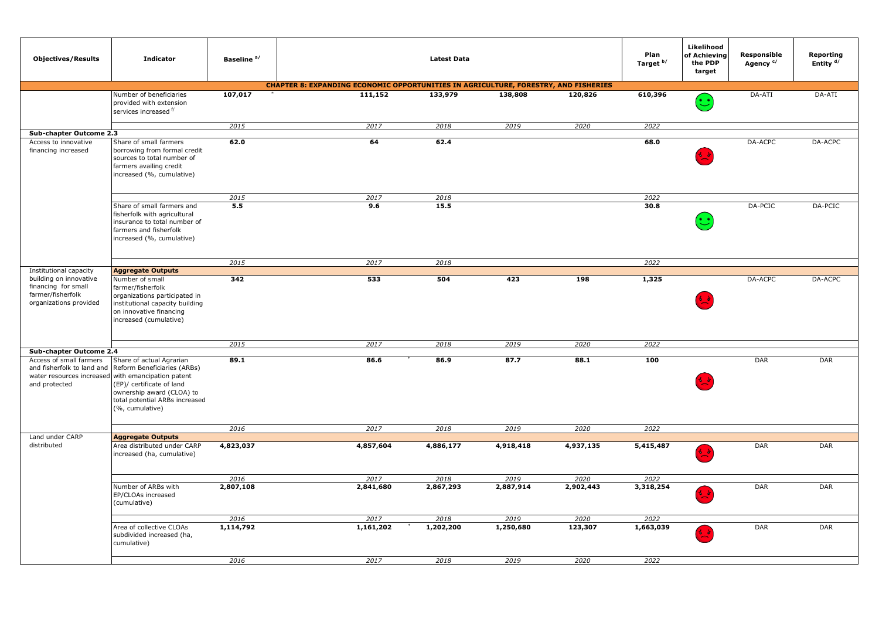| Objectives/Results | Indicator | Baseline [a/] | Latest Data | | | | Plan Target [b/] | Likelihood of Achieving the PDP target | Responsible Agency [c/] | Reporting Entity [d/] |
|---|---|---|---|---|---|---|---|---|---|---|
| **CHAPTER 8: EXPANDING ECONOMIC OPPORTUNITIES IN AGRICULTURE, FORESTRY, AND FISHERIES** | | | | | | | | | | |
| | Number of beneficiaries provided with extension services increased [f/] | **107,017** | **111,152** * | **133,979** | **138,808** | **120,826** | **610,396** | (green) | DA-ATI | DA-ATI |
| | | *2015* | *2017* | *2018* | *2019* | *2020* | *2022* | | | |
| **Sub-chapter Outcome 2.3** | | | | | | | | | | |
| Access to innovative financing increased | Share of small farmers borrowing from formal credit sources to total number of farmers availing credit increased (%, cumulative) | **62.0** | **64** | **62.4** | | | **68.0** | (red) | DA-ACPC | DA-ACPC |
| | | *2015* | *2017* | *2018* | | | *2022* | | | |
| | Share of small farmers and fisherfolk with agricultural insurance to total number of farmers and fisherfolk increased (%, cumulative) | **5.5** | **9.6** | **15.5** | | | **30.8** | (green) | DA-PCIC | DA-PCIC |
| | | *2015* | *2017* | *2018* | | | *2022* | | | |
| Institutional capacity building on innovative financing for small farmer/fisherfolk organizations provided | **Aggregate Outputs** | | | | | | | | | |
| | Number of small farmer/fisherfolk organizations participated in institutional capacity building on innovative financing increased (cumulative) | **342** | **533** | **504** | **423** | **198** | **1,325** | (red) | DA-ACPC | DA-ACPC |
| | | *2015* | *2017* | *2018* | *2019* | *2020* | *2022* | | | |
| **Sub-chapter Outcome 2.4** | | | | | | | | | | |
| Access of small farmers and fisherfolk to land and water resources increased and protected | Share of actual Agrarian Reform Beneficiaries (ARBs) with emancipation patent (EP)/ certificate of land ownership award (CLOA) to total potential ARBs increased (%, cumulative) | **89.1** | **86.6** * | **86.9** | **87.7** | **88.1** | **100** | (red) | DAR | DAR |
| | | *2016* | *2017* | *2018* | *2019* | *2020* | *2022* | | | |
| Land under CARP distributed | **Aggregate Outputs** | | | | | | | | | |
| | Area distributed under CARP increased (ha, cumulative) | **4,823,037** | **4,857,604** | **4,886,177** | **4,918,418** | **4,937,135** | **5,415,487** | (red) | DAR | DAR |
| | | *2016* | *2017* | *2018* | *2019* | *2020* | *2022* | | | |
| | Number of ARBs with EP/CLOAs increased (cumulative) | **2,807,108** | **2,841,680** | **2,867,293** | **2,887,914** | **2,902,443** | **3,318,254** | (red) | DAR | DAR |
| | | *2016* | *2017* | *2018* | *2019* | *2020* | *2022* | | | |
| | Area of collective CLOAs subdivided increased (ha, cumulative) | **1,114,792** | **1,161,202** * | **1,202,200** | **1,250,680** | **123,307** | **1,663,039** | (red) | DAR | DAR |
| | | *2016* | *2017* | *2018* | *2019* | *2020* | *2022* | | | |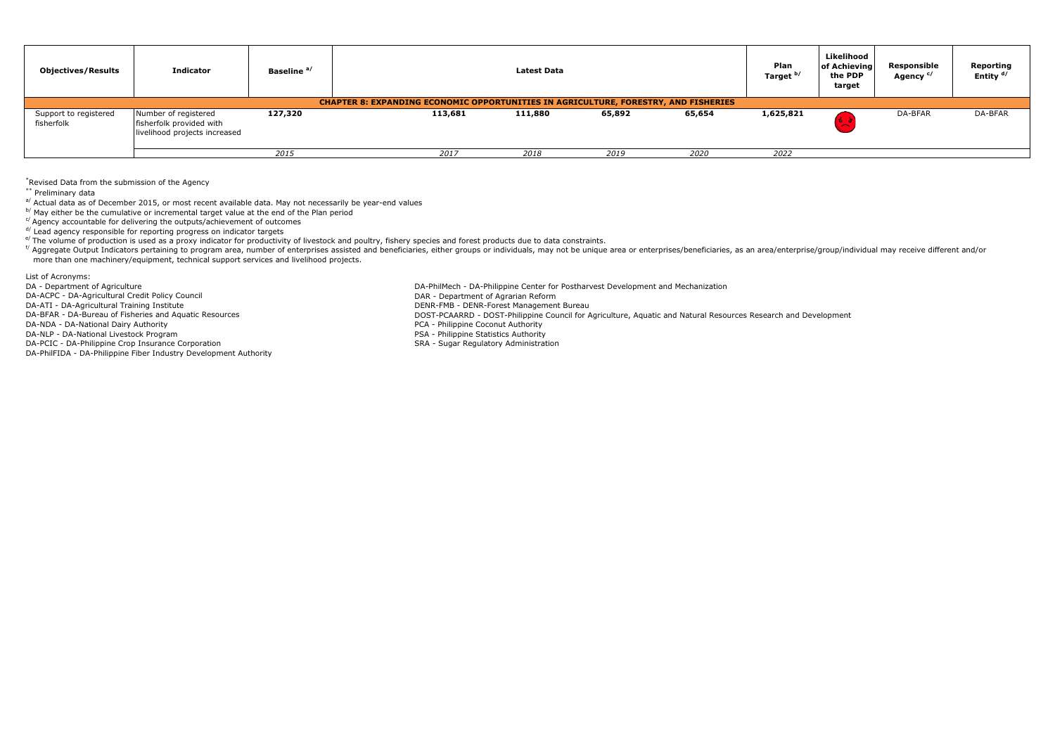| Objectives/Results | Indicator | Baseline [a/] | Latest Data | | | | Plan Target [b/] | Likelihood of Achieving the PDP target | Responsible Agency [c/] | Reporting Entity [d/] |
|---|---|---|---|---|---|---|---|---|---|---|
| **CHAPTER 8: EXPANDING ECONOMIC OPPORTUNITIES IN AGRICULTURE, FORESTRY, AND FISHERIES** | | | | | | | | | | |
| Support to registered fisherfolk | Number of registered fisherfolk provided with livelihood projects increased | **127,320** | **113,681** | **111,880** | **65,892** | **65,654** | **1,625,821** | | DA-BFAR | DA-BFAR |
| | | *2015* | *2017* | *2018* | *2019* | *2020* | *2022* | | | |

[*]Revised Data from the submission of the Agency

[**] Preliminary data

[a/] Actual data as of December 2015, or most recent available data. May not necessarily be year-end values

[b/] May either be the cumulative or incremental target value at the end of the Plan period

[c/] Agency accountable for delivering the outputs/achievement of outcomes

[d/] Lead agency responsible for reporting progress on indicator targets

[e/] The volume of production is used as a proxy indicator for productivity of livestock and poultry, fishery species and forest products due to data constraints.

[f/] Aggregate Output Indicators pertaining to program area, number of enterprises assisted and beneficiaries, either groups or individuals, may not be unique area or enterprises/beneficiaries, as an area/enterprise/group/individual may receive different and/or more than one machinery/equipment, technical support services and livelihood projects.

List of Acronyms:

DA - Department of Agriculture
DA-ACPC - DA-Agricultural Credit Policy Council
DA-ATI - DA-Agricultural Training Institute
DA-BFAR - DA-Bureau of Fisheries and Aquatic Resources
DA-NDA - DA-National Dairy Authority
DA-NLP - DA-National Livestock Program
DA-PCIC - DA-Philippine Crop Insurance Corporation
DA-PhilFIDA - DA-Philippine Fiber Industry Development Authority
DA-PhilMech - DA-Philippine Center for Postharvest Development and Mechanization
DAR - Department of Agrarian Reform
DENR-FMB - DENR-Forest Management Bureau
DOST-PCAARRD - DOST-Philippine Council for Agriculture, Aquatic and Natural Resources Research and Development
PCA - Philippine Coconut Authority
PSA - Philippine Statistics Authority
SRA - Sugar Regulatory Administration